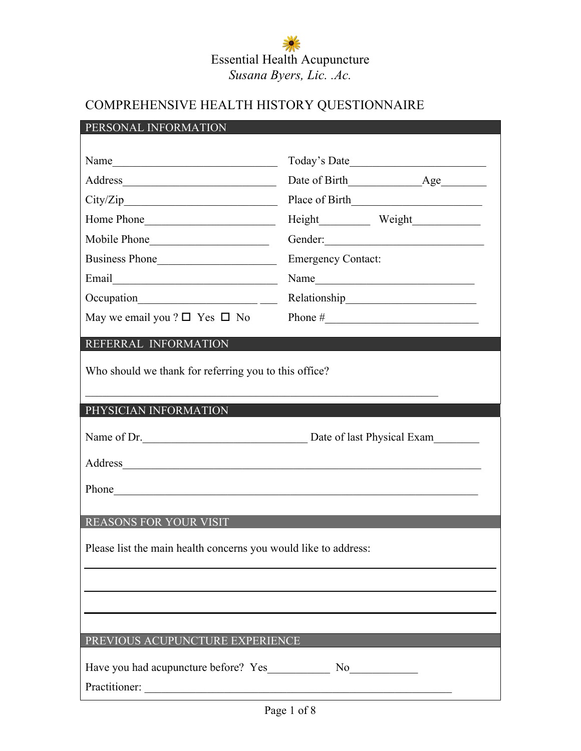Essential Health Acupuncture

*Susana Byers, Lic. .Ac.*

# COMPREHENSIVE HEALTH HISTORY QUESTIONNAIRE

## PERSONAL INFORMATION

Name______________________________

Address____________________________

City/Zip____________________________

Home Phone________________________

Mobile Phone_____________________

Business Phone_____________________

Email______________________________

Occupation_____________________ ___

May we email you ? ☐ Yes ☐ No

Today's Date_________________________

Date of Birth_____________Age________

Place of Birth_______________________

Height_________ Weight____________

Gender:_____________________________

Emergency Contact:

Name_____________________________

Relationship_______________________

Phone #___________________________

## REFERRAL INFORMATION

Who should we thank for referring you to this office?

_______________________________________________________________

## PHYSICIAN INFORMATION

Name of Dr._____________________________ Date of last Physical Exam________

Address________________________________________________________________

Phone__________________________________________________________________

## REASONS FOR YOUR VISIT

Please list the main health concerns you would like to address:

_______________________________________________________________

_______________________________________________________________

_______________________________________________________________

## PREVIOUS ACUPUNCTURE EXPERIENCE

Have you had acupuncture before? Yes___________ No____________

Practitioner: _______________________________________________________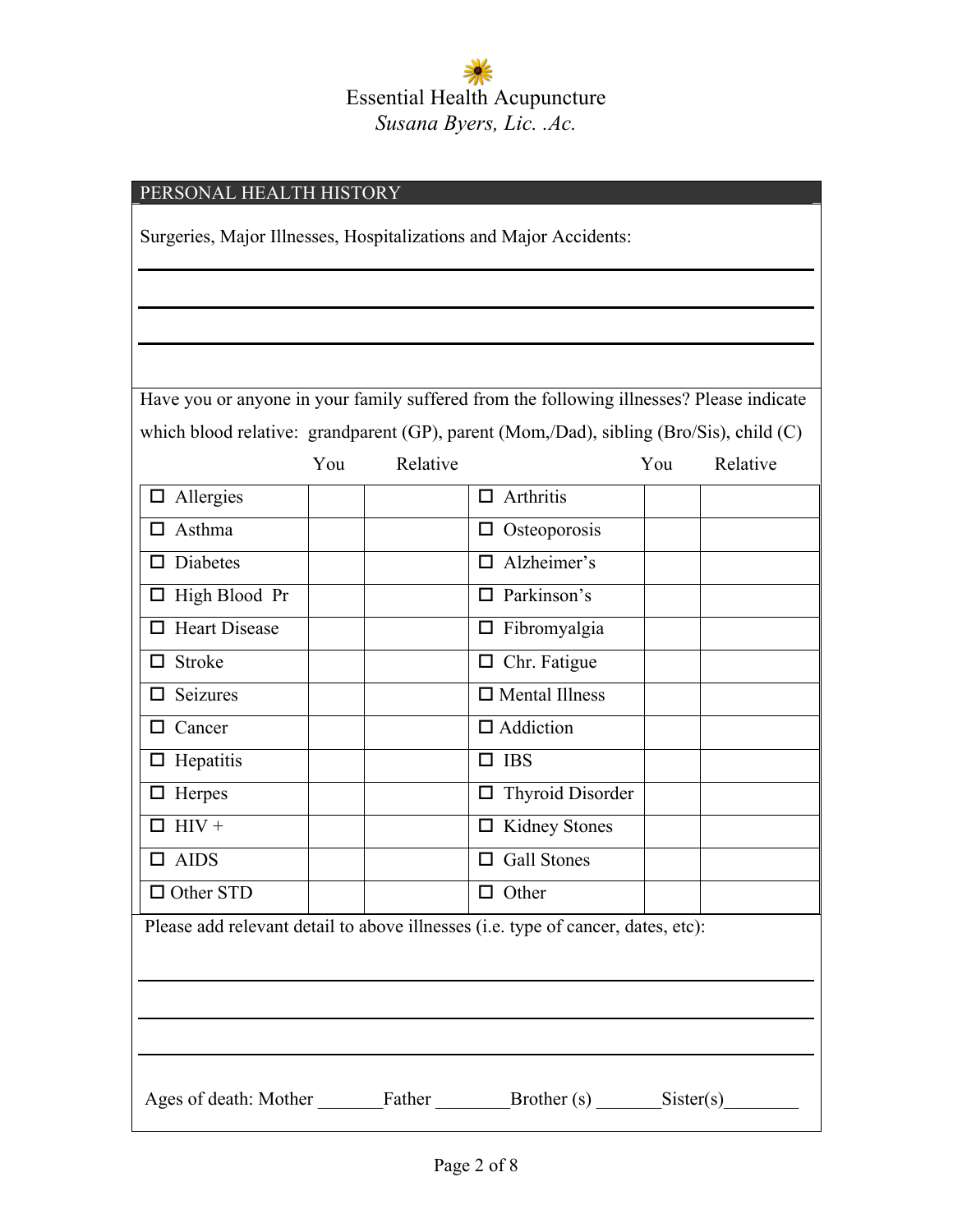Essential Health Acupuncture
*Susana Byers, Lic. .Ac.*

## PERSONAL HEALTH HISTORY

Surgeries, Major Illnesses, Hospitalizations and Major Accidents:

\_\_\_\_\_\_\_\_\_\_\_\_\_\_\_\_\_\_\_\_\_\_\_\_\_\_\_\_\_\_\_\_\_\_\_\_\_\_\_\_\_\_\_\_\_\_\_\_\_\_\_\_\_\_\_\_\_\_\_\_\_\_\_\_

\_\_\_\_\_\_\_\_\_\_\_\_\_\_\_\_\_\_\_\_\_\_\_\_\_\_\_\_\_\_\_\_\_\_\_\_\_\_\_\_\_\_\_\_\_\_\_\_\_\_\_\_\_\_\_\_\_\_\_\_\_\_\_\_

\_\_\_\_\_\_\_\_\_\_\_\_\_\_\_\_\_\_\_\_\_\_\_\_\_\_\_\_\_\_\_\_\_\_\_\_\_\_\_\_\_\_\_\_\_\_\_\_\_\_\_\_\_\_\_\_\_\_\_\_\_\_\_\_

Have you or anyone in your family suffered from the following illnesses? Please indicate which blood relative: grandparent (GP), parent (Mom,/Dad), sibling (Bro/Sis), child (C)

| | You | Relative | | You | Relative |
|---|---|---|---|---|---|
| ☐ Allergies | | | ☐ Arthritis | | |
| ☐ Asthma | | | ☐ Osteoporosis | | |
| ☐ Diabetes | | | ☐ Alzheimer's | | |
| ☐ High Blood Pr | | | ☐ Parkinson's | | |
| ☐ Heart Disease | | | ☐ Fibromyalgia | | |
| ☐ Stroke | | | ☐ Chr. Fatigue | | |
| ☐ Seizures | | | ☐ Mental Illness | | |
| ☐ Cancer | | | ☐ Addiction | | |
| ☐ Hepatitis | | | ☐ IBS | | |
| ☐ Herpes | | | ☐ Thyroid Disorder | | |
| ☐ HIV + | | | ☐ Kidney Stones | | |
| ☐ AIDS | | | ☐ Gall Stones | | |
| ☐ Other STD | | | ☐ Other | | |

Please add relevant detail to above illnesses (i.e. type of cancer, dates, etc):

\_\_\_\_\_\_\_\_\_\_\_\_\_\_\_\_\_\_\_\_\_\_\_\_\_\_\_\_\_\_\_\_\_\_\_\_\_\_\_\_\_\_\_\_\_\_\_\_\_\_\_\_\_\_\_\_\_\_\_\_\_\_\_\_

\_\_\_\_\_\_\_\_\_\_\_\_\_\_\_\_\_\_\_\_\_\_\_\_\_\_\_\_\_\_\_\_\_\_\_\_\_\_\_\_\_\_\_\_\_\_\_\_\_\_\_\_\_\_\_\_\_\_\_\_\_\_\_\_

\_\_\_\_\_\_\_\_\_\_\_\_\_\_\_\_\_\_\_\_\_\_\_\_\_\_\_\_\_\_\_\_\_\_\_\_\_\_\_\_\_\_\_\_\_\_\_\_\_\_\_\_\_\_\_\_\_\_\_\_\_\_\_\_

Ages of death: Mother \_\_\_\_\_\_\_Father \_\_\_\_\_\_\_\_Brother (s) \_\_\_\_\_\_\_Sister(s)\_\_\_\_\_\_\_\_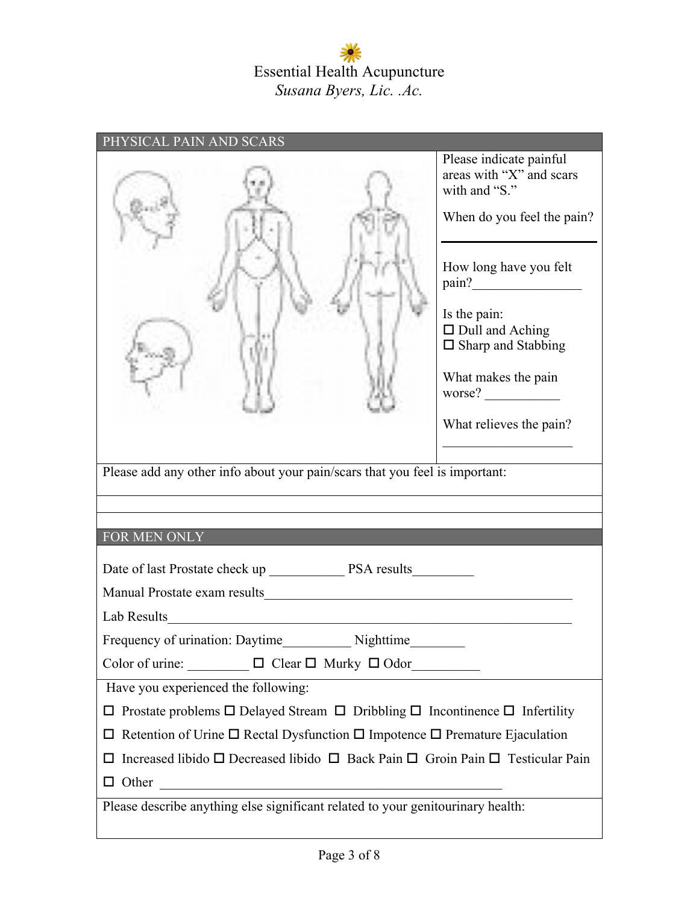Essential Health Acupuncture
*Susana Byers, Lic. .Ac.*

## PHYSICAL PAIN AND SCARS

Please indicate painful areas with "X" and scars with and "S."

When do you feel the pain?

___________________

How long have you felt pain?________________

Is the pain:

- ☐ Dull and Aching
- ☐ Sharp and Stabbing

What makes the pain worse? ___________

What relieves the pain?

___________________

Please add any other info about your pain/scars that you feel is important:

## FOR MEN ONLY

Date of last Prostate check up ___________ PSA results_________

Manual Prostate exam results_______________________________________________

Lab Results_____________________________________________________________

Frequency of urination: Daytime__________ Nighttime________

Color of urine: _________ ☐ Clear ☐ Murky ☐ Odor__________

Have you experienced the following:

☐ Prostate problems ☐ Delayed Stream ☐ Dribbling ☐ Incontinence ☐ Infertility

☐ Retention of Urine ☐ Rectal Dysfunction ☐ Impotence ☐ Premature Ejaculation

☐ Increased libido ☐ Decreased libido ☐ Back Pain ☐ Groin Pain ☐ Testicular Pain

☐ Other ____________________________________________________

Please describe anything else significant related to your genitourinary health: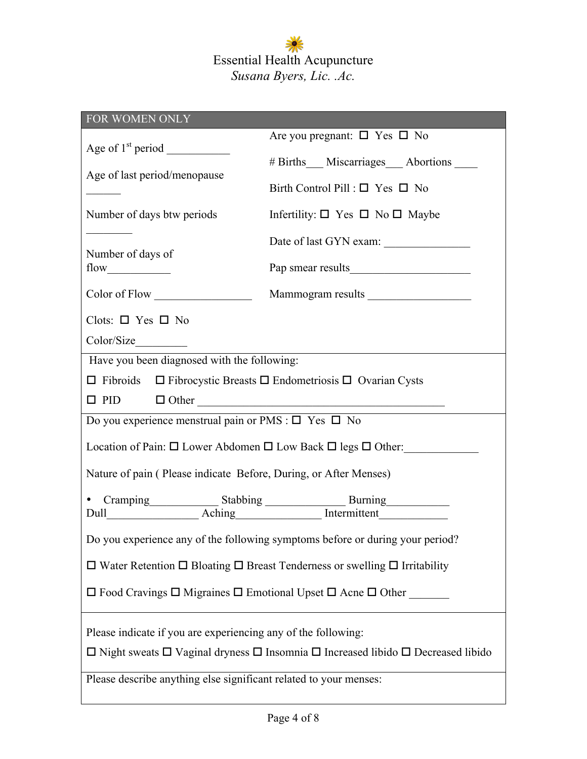Essential Health Acupuncture
*Susana Byers, Lic. .Ac.*

## FOR WOMEN ONLY

Age of 1st period ___________

Age of last period/menopause ______

Number of days btw periods ________

Number of days of flow___________

Color of Flow _________________

Clots: ☐ Yes ☐ No

Color/Size_________

Are you pregnant: ☐ Yes ☐ No

# Births___ Miscarriages___ Abortions ____

Birth Control Pill : ☐ Yes ☐ No

Infertility: ☐ Yes ☐ No ☐ Maybe

Date of last GYN exam: _______________

Pap smear results_____________________

Mammogram results __________________

Have you been diagnosed with the following:

☐ Fibroids ☐ Fibrocystic Breasts ☐ Endometriosis ☐ Ovarian Cysts

☐ PID ☐ Other ____________________________________________

Do you experience menstrual pain or PMS : ☐ Yes ☐ No

Location of Pain: ☐ Lower Abdomen ☐ Low Back ☐ legs ☐ Other:_____________

Nature of pain ( Please indicate Before, During, or After Menses)

- Cramping____________ Stabbing ______________ Burning___________ Dull________________ Aching_______________ Intermittent____________

Do you experience any of the following symptoms before or during your period?

☐ Water Retention ☐ Bloating ☐ Breast Tenderness or swelling ☐ Irritability

☐ Food Cravings ☐ Migraines ☐ Emotional Upset ☐ Acne ☐ Other _______

Please indicate if you are experiencing any of the following:

☐ Night sweats ☐ Vaginal dryness ☐ Insomnia ☐ Increased libido ☐ Decreased libido

Please describe anything else significant related to your menses: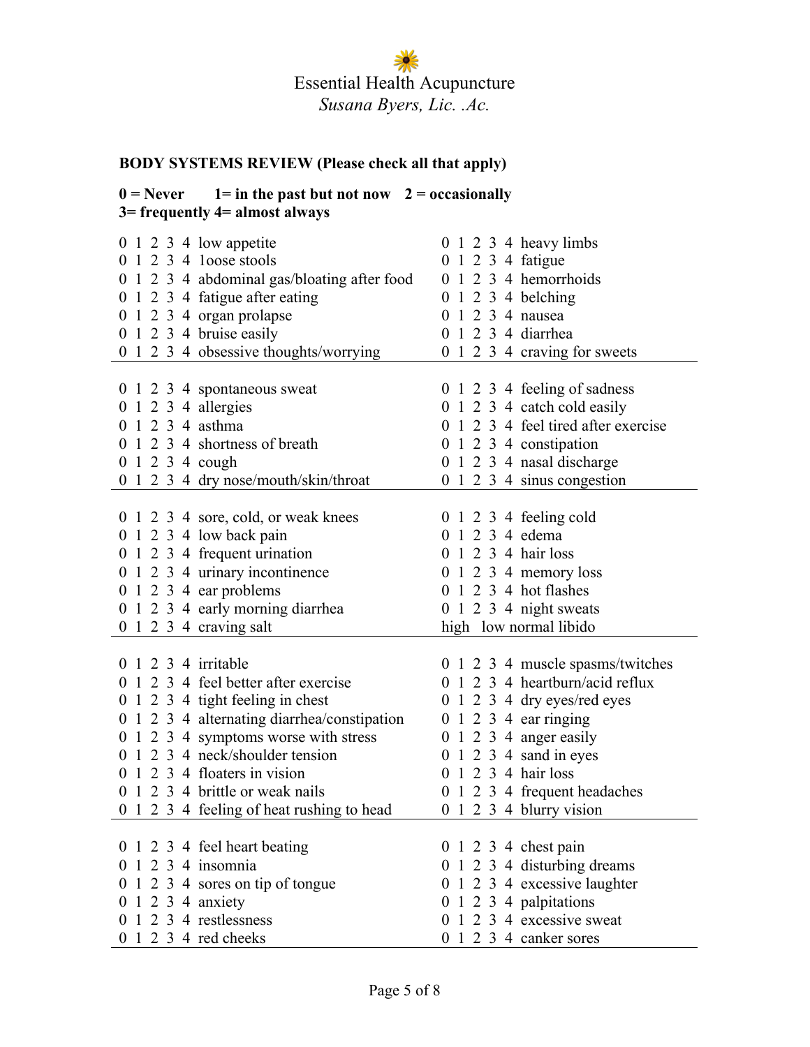Essential Health Acupuncture

*Susana Byers, Lic. .Ac.*

**BODY SYSTEMS REVIEW (Please check all that apply)**

**0 = Never  1= in the past but not now  2 = occasionally**
**3= frequently 4= almost always**

0 1 2 3 4 low appetite
0 1 2 3 4 1oose stools
0 1 2 3 4 abdominal gas/bloating after food
0 1 2 3 4 fatigue after eating
0 1 2 3 4 organ prolapse
0 1 2 3 4 bruise easily
0 1 2 3 4 obsessive thoughts/worrying
0 1 2 3 4 heavy limbs
0 1 2 3 4 fatigue
0 1 2 3 4 hemorrhoids
0 1 2 3 4 belching
0 1 2 3 4 nausea
0 1 2 3 4 diarrhea
0 1 2 3 4 craving for sweets

---

0 1 2 3 4 spontaneous sweat
0 1 2 3 4 allergies
0 1 2 3 4 asthma
0 1 2 3 4 shortness of breath
0 1 2 3 4 cough
0 1 2 3 4 dry nose/mouth/skin/throat
0 1 2 3 4 feeling of sadness
0 1 2 3 4 catch cold easily
0 1 2 3 4 feel tired after exercise
0 1 2 3 4 constipation
0 1 2 3 4 nasal discharge
0 1 2 3 4 sinus congestion

---

0 1 2 3 4 sore, cold, or weak knees
0 1 2 3 4 low back pain
0 1 2 3 4 frequent urination
0 1 2 3 4 urinary incontinence
0 1 2 3 4 ear problems
0 1 2 3 4 early morning diarrhea
0 1 2 3 4 craving salt
0 1 2 3 4 feeling cold
0 1 2 3 4 edema
0 1 2 3 4 hair loss
0 1 2 3 4 memory loss
0 1 2 3 4 hot flashes
0 1 2 3 4 night sweats
high low normal libido

---

0 1 2 3 4 irritable
0 1 2 3 4 feel better after exercise
0 1 2 3 4 tight feeling in chest
0 1 2 3 4 alternating diarrhea/constipation
0 1 2 3 4 symptoms worse with stress
0 1 2 3 4 neck/shoulder tension
0 1 2 3 4 floaters in vision
0 1 2 3 4 brittle or weak nails
0 1 2 3 4 feeling of heat rushing to head
0 1 2 3 4 muscle spasms/twitches
0 1 2 3 4 heartburn/acid reflux
0 1 2 3 4 dry eyes/red eyes
0 1 2 3 4 ear ringing
0 1 2 3 4 anger easily
0 1 2 3 4 sand in eyes
0 1 2 3 4 hair loss
0 1 2 3 4 frequent headaches
0 1 2 3 4 blurry vision

---

0 1 2 3 4 feel heart beating
0 1 2 3 4 insomnia
0 1 2 3 4 sores on tip of tongue
0 1 2 3 4 anxiety
0 1 2 3 4 restlessness
0 1 2 3 4 red cheeks
0 1 2 3 4 chest pain
0 1 2 3 4 disturbing dreams
0 1 2 3 4 excessive laughter
0 1 2 3 4 palpitations
0 1 2 3 4 excessive sweat
0 1 2 3 4 canker sores

---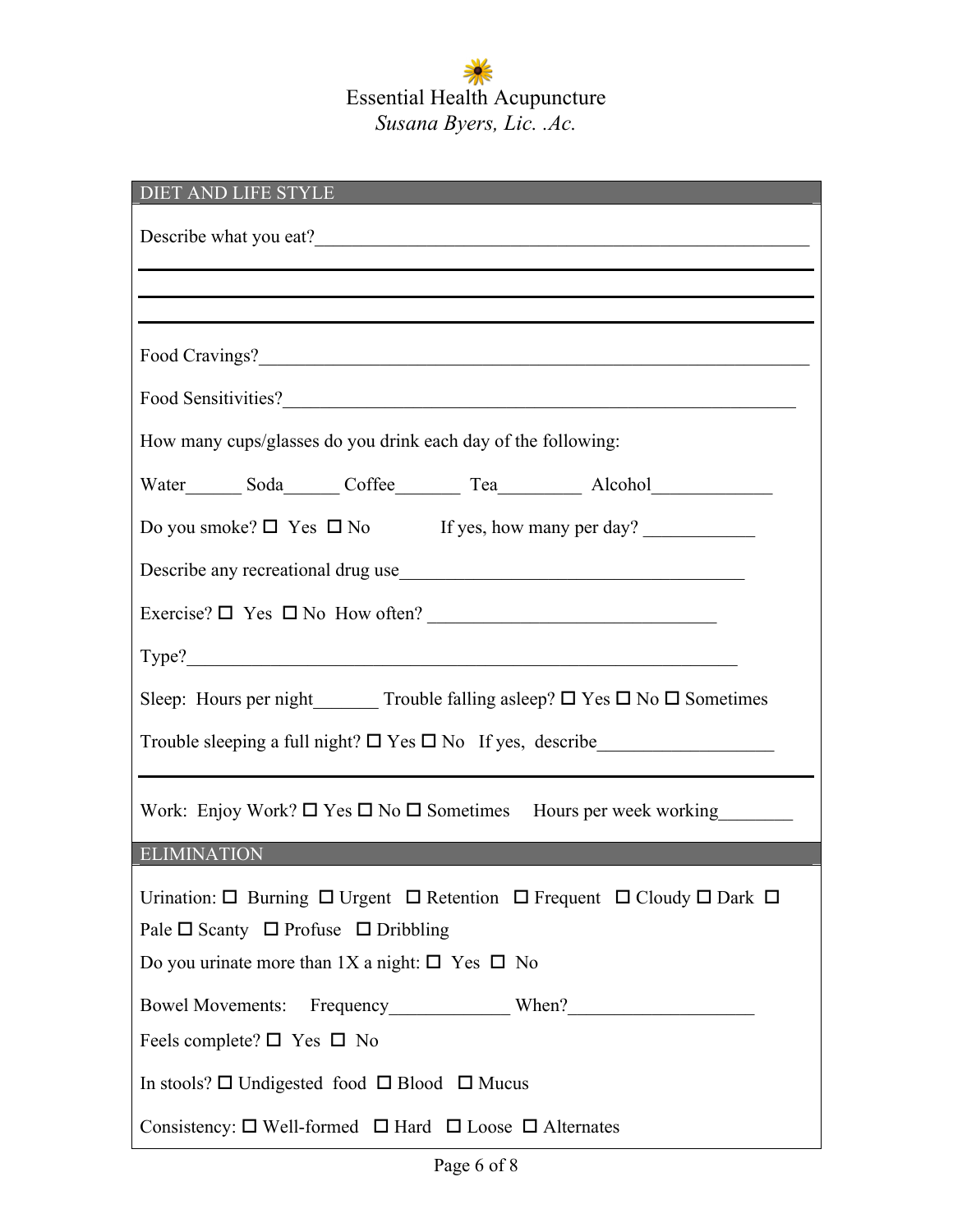# Essential Health Acupuncture

*Susana Byers, Lic. .Ac.*

## DIET AND LIFE STYLE

Describe what you eat?_______________________________________________________

_______________________________________________________________________

_______________________________________________________________________

_______________________________________________________________________

Food Cravings?_______________________________________________________________

Food Sensitivities?____________________________________________________________

How many cups/glasses do you drink each day of the following:

Water______ Soda______ Coffee_______ Tea_________ Alcohol_____________

Do you smoke? ☐ Yes ☐ No If yes, how many per day? ____________

Describe any recreational drug use_____________________________________

Exercise? ☐ Yes ☐ No How often? _______________________________

Type?_____________________________________________________________

Sleep: Hours per night_______ Trouble falling asleep? ☐ Yes ☐ No ☐ Sometimes

Trouble sleeping a full night? ☐ Yes ☐ No If yes, describe___________________

_______________________________________________________________________

Work: Enjoy Work? ☐ Yes ☐ No ☐ Sometimes Hours per week working________

## ELIMINATION

Urination: ☐ Burning ☐ Urgent ☐ Retention ☐ Frequent ☐ Cloudy ☐ Dark ☐ Pale ☐ Scanty ☐ Profuse ☐ Dribbling

Do you urinate more than 1X a night: ☐ Yes ☐ No

Bowel Movements: Frequency_____________ When?____________________

Feels complete? ☐ Yes ☐ No

In stools? ☐ Undigested food ☐ Blood ☐ Mucus

Consistency: ☐ Well-formed ☐ Hard ☐ Loose ☐ Alternates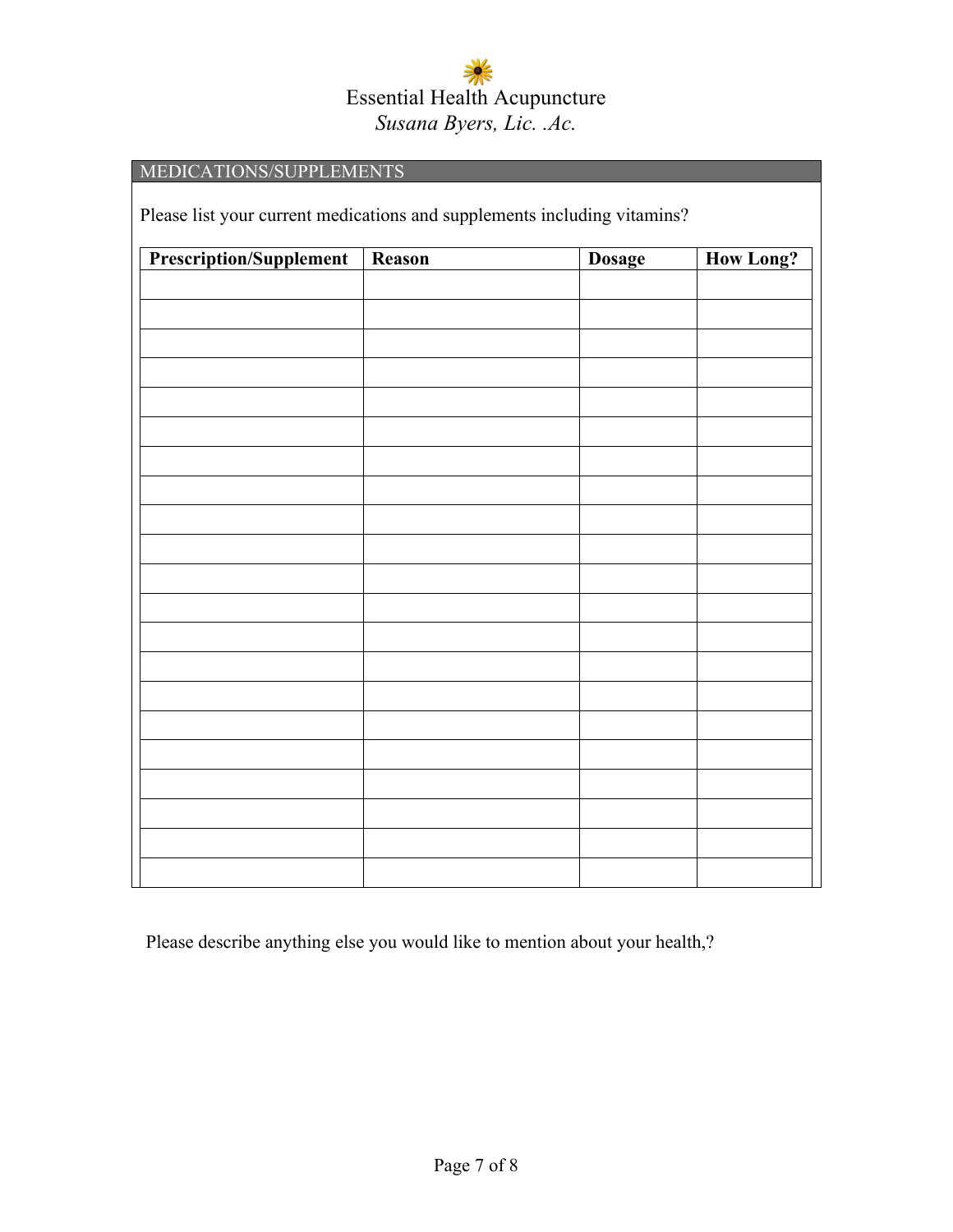Essential Health Acupuncture
*Susana Byers, Lic. .Ac.*

## MEDICATIONS/SUPPLEMENTS

Please list your current medications and supplements including vitamins?

| Prescription/Supplement | Reason | Dosage | How Long? |
|---|---|---|---|
| | | | |
| | | | |
| | | | |
| | | | |
| | | | |
| | | | |
| | | | |
| | | | |
| | | | |
| | | | |
| | | | |
| | | | |
| | | | |
| | | | |
| | | | |
| | | | |
| | | | |
| | | | |
| | | | |
| | | | |
| | | | |

Please describe anything else you would like to mention about your health,?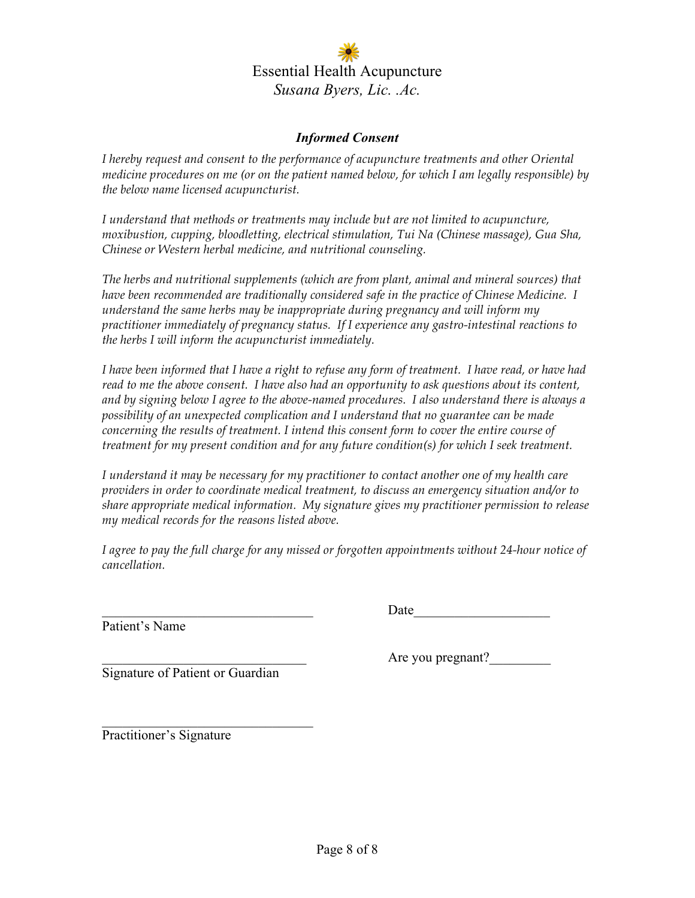# Essential Health Acupuncture

*Susana Byers, Lic. .Ac.*

## ***Informed Consent***

*I hereby request and consent to the performance of acupuncture treatments and other Oriental medicine procedures on me (or on the patient named below, for which I am legally responsible) by the below name licensed acupuncturist.*

*I understand that methods or treatments may include but are not limited to acupuncture, moxibustion, cupping, bloodletting, electrical stimulation, Tui Na (Chinese massage), Gua Sha, Chinese or Western herbal medicine, and nutritional counseling.*

*The herbs and nutritional supplements (which are from plant, animal and mineral sources) that have been recommended are traditionally considered safe in the practice of Chinese Medicine. I understand the same herbs may be inappropriate during pregnancy and will inform my practitioner immediately of pregnancy status. If I experience any gastro-intestinal reactions to the herbs I will inform the acupuncturist immediately.*

*I have been informed that I have a right to refuse any form of treatment. I have read, or have had read to me the above consent. I have also had an opportunity to ask questions about its content, and by signing below I agree to the above-named procedures. I also understand there is always a possibility of an unexpected complication and I understand that no guarantee can be made concerning the results of treatment. I intend this consent form to cover the entire course of treatment for my present condition and for any future condition(s) for which I seek treatment.*

*I understand it may be necessary for my practitioner to contact another one of my health care providers in order to coordinate medical treatment, to discuss an emergency situation and/or to share appropriate medical information. My signature gives my practitioner permission to release my medical records for the reasons listed above.*

*I agree to pay the full charge for any missed or forgotten appointments without 24-hour notice of cancellation.*

________________________________ Date____________________

Patient's Name

______________________________ Are you pregnant?_________

Signature of Patient or Guardian

________________________________

Practitioner's Signature